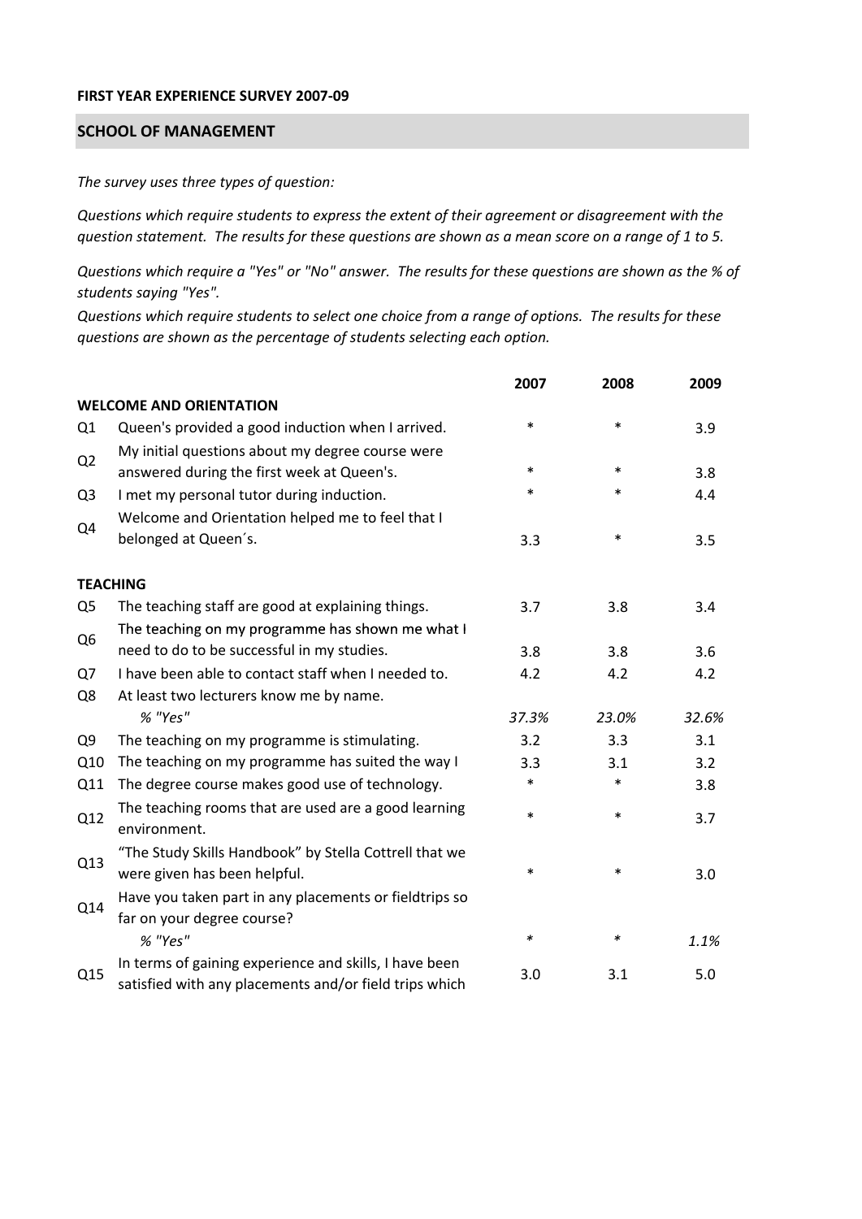**FIRST YEAR EXPERIENCE SURVEY 2007-09**

## SCHOOL OF MANAGEMENT

*The survey uses three types of question:*

*Questions which require students to express the extent of their agreement or disagreement with the question statement. The results for these questions are shown as a mean score on a range of 1 to 5.*

*Questions which require a "Yes" or "No" answer. The results for these questions are shown as the % of students saying "Yes".*

*Questions which require students to select one choice from a range of options. The results for these questions are shown as the percentage of students selecting each option.*

| | | 2007 | 2008 | 2009 |
|---|---|---|---|---|
| **WELCOME AND ORIENTATION** | | | | |
| Q1 | Queen's provided a good induction when I arrived. | * | * | 3.9 |
| Q2 | My initial questions about my degree course were answered during the first week at Queen's. | * | * | 3.8 |
| Q3 | I met my personal tutor during induction. | * | * | 4.4 |
| Q4 | Welcome and Orientation helped me to feel that I belonged at Queen´s. | 3.3 | * | 3.5 |
| **TEACHING** | | | | |
| Q5 | The teaching staff are good at explaining things. | 3.7 | 3.8 | 3.4 |
| Q6 | The teaching on my programme has shown me what I need to do to be successful in my studies. | 3.8 | 3.8 | 3.6 |
| Q7 | I have been able to contact staff when I needed to. | 4.2 | 4.2 | 4.2 |
| Q8 | At least two lecturers know me by name. | | | |
| | *% "Yes"* | *37.3%* | *23.0%* | *32.6%* |
| Q9 | The teaching on my programme is stimulating. | 3.2 | 3.3 | 3.1 |
| Q10 | The teaching on my programme has suited the way I | 3.3 | 3.1 | 3.2 |
| Q11 | The degree course makes good use of technology. | * | * | 3.8 |
| Q12 | The teaching rooms that are used are a good learning environment. | * | * | 3.7 |
| Q13 | "The Study Skills Handbook" by Stella Cottrell that we were given has been helpful. | * | * | 3.0 |
| Q14 | Have you taken part in any placements or fieldtrips so far on your degree course? | | | |
| | *% "Yes"* | * | * | *1.1%* |
| Q15 | In terms of gaining experience and skills, I have been satisfied with any placements and/or field trips which | 3.0 | 3.1 | 5.0 |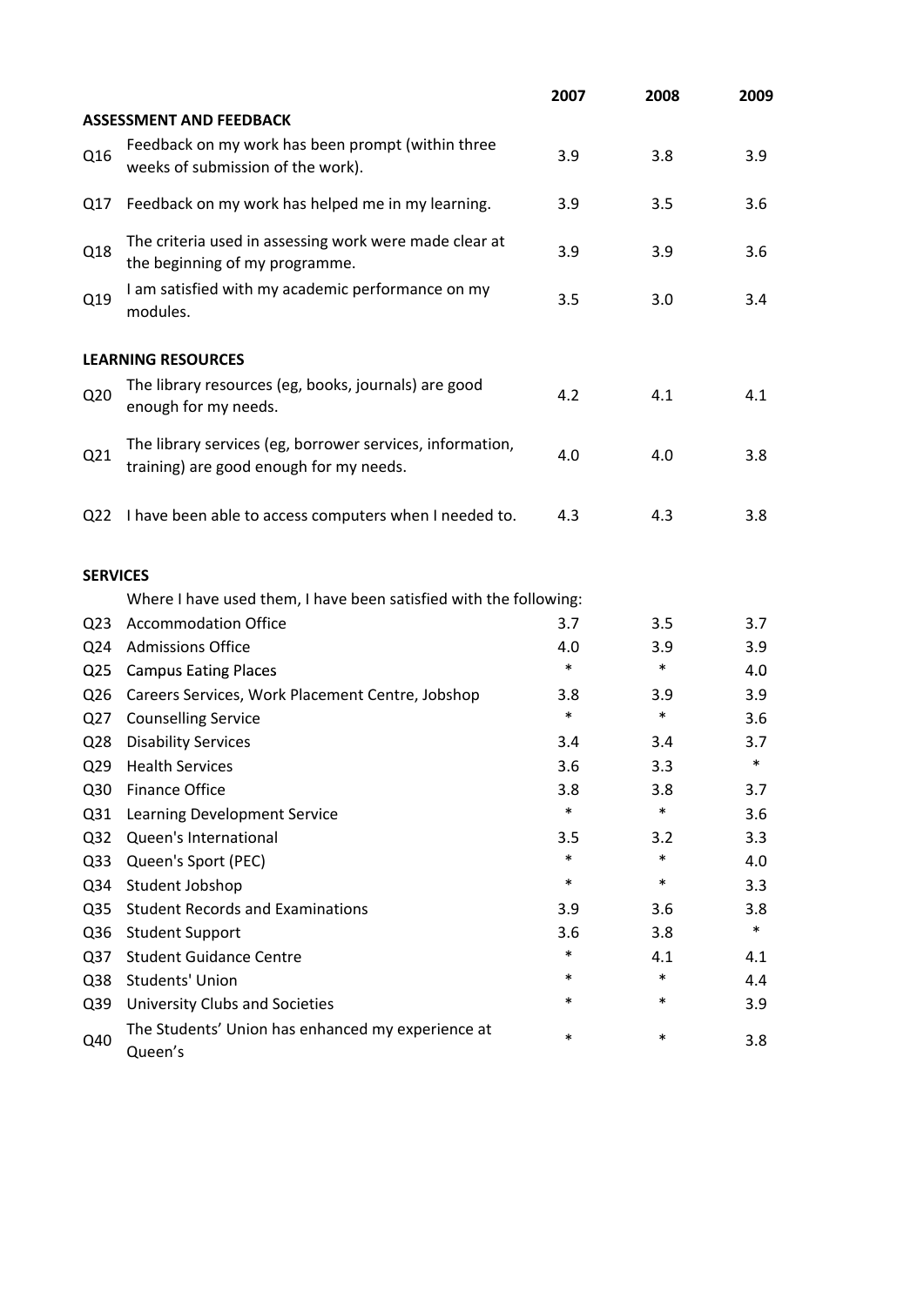| | | 2007 | 2008 | 2009 |
|---|---|---|---|---|
| **ASSESSMENT AND FEEDBACK** | | | | |
| Q16 | Feedback on my work has been prompt (within three weeks of submission of the work). | 3.9 | 3.8 | 3.9 |
| Q17 | Feedback on my work has helped me in my learning. | 3.9 | 3.5 | 3.6 |
| Q18 | The criteria used in assessing work were made clear at the beginning of my programme. | 3.9 | 3.9 | 3.6 |
| Q19 | I am satisfied with my academic performance on my modules. | 3.5 | 3.0 | 3.4 |
| **LEARNING RESOURCES** | | | | |
| Q20 | The library resources (eg, books, journals) are good enough for my needs. | 4.2 | 4.1 | 4.1 |
| Q21 | The library services (eg, borrower services, information, training) are good enough for my needs. | 4.0 | 4.0 | 3.8 |
| Q22 | I have been able to access computers when I needed to. | 4.3 | 4.3 | 3.8 |
| **SERVICES** | | | | |
| | Where I have used them, I have been satisfied with the following: | | | |
| Q23 | Accommodation Office | 3.7 | 3.5 | 3.7 |
| Q24 | Admissions Office | 4.0 | 3.9 | 3.9 |
| Q25 | Campus Eating Places | * | * | 4.0 |
| Q26 | Careers Services, Work Placement Centre, Jobshop | 3.8 | 3.9 | 3.9 |
| Q27 | Counselling Service | * | * | 3.6 |
| Q28 | Disability Services | 3.4 | 3.4 | 3.7 |
| Q29 | Health Services | 3.6 | 3.3 | * |
| Q30 | Finance Office | 3.8 | 3.8 | 3.7 |
| Q31 | Learning Development Service | * | * | 3.6 |
| Q32 | Queen's International | 3.5 | 3.2 | 3.3 |
| Q33 | Queen's Sport (PEC) | * | * | 4.0 |
| Q34 | Student Jobshop | * | * | 3.3 |
| Q35 | Student Records and Examinations | 3.9 | 3.6 | 3.8 |
| Q36 | Student Support | 3.6 | 3.8 | * |
| Q37 | Student Guidance Centre | * | 4.1 | 4.1 |
| Q38 | Students' Union | * | * | 4.4 |
| Q39 | University Clubs and Societies | * | * | 3.9 |
| Q40 | The Students' Union has enhanced my experience at Queen's | * | * | 3.8 |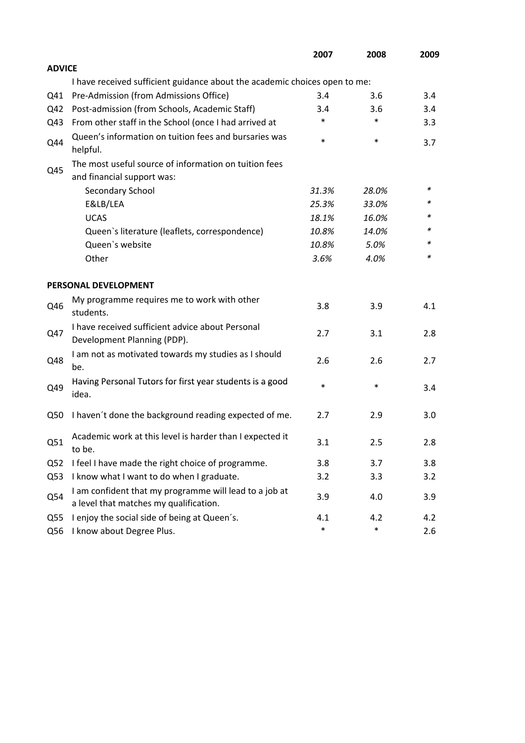| | | 2007 | 2008 | 2009 |
|---|---|---|---|---|
| **ADVICE** | | | | |
| | I have received sufficient guidance about the academic choices open to me: | | | |
| Q41 | Pre-Admission (from Admissions Office) | 3.4 | 3.6 | 3.4 |
| Q42 | Post-admission (from Schools, Academic Staff) | 3.4 | 3.6 | 3.4 |
| Q43 | From other staff in the School (once I had arrived at | * | * | 3.3 |
| Q44 | Queen's information on tuition fees and bursaries was helpful. | * | * | 3.7 |
| Q45 | The most useful source of information on tuition fees and financial support was: | | | |
| | Secondary School | *31.3%* | *28.0%* | * |
| | E&LB/LEA | *25.3%* | *33.0%* | * |
| | UCAS | *18.1%* | *16.0%* | * |
| | Queen`s literature (leaflets, correspondence) | *10.8%* | *14.0%* | * |
| | Queen`s website | *10.8%* | *5.0%* | * |
| | Other | *3.6%* | *4.0%* | * |
| **PERSONAL DEVELOPMENT** | | | | |
| Q46 | My programme requires me to work with other students. | 3.8 | 3.9 | 4.1 |
| Q47 | I have received sufficient advice about Personal Development Planning (PDP). | 2.7 | 3.1 | 2.8 |
| Q48 | I am not as motivated towards my studies as I should be. | 2.6 | 2.6 | 2.7 |
| Q49 | Having Personal Tutors for first year students is a good idea. | * | * | 3.4 |
| Q50 | I haven´t done the background reading expected of me. | 2.7 | 2.9 | 3.0 |
| Q51 | Academic work at this level is harder than I expected it to be. | 3.1 | 2.5 | 2.8 |
| Q52 | I feel I have made the right choice of programme. | 3.8 | 3.7 | 3.8 |
| Q53 | I know what I want to do when I graduate. | 3.2 | 3.3 | 3.2 |
| Q54 | I am confident that my programme will lead to a job at a level that matches my qualification. | 3.9 | 4.0 | 3.9 |
| Q55 | I enjoy the social side of being at Queen´s. | 4.1 | 4.2 | 4.2 |
| Q56 | I know about Degree Plus. | * | * | 2.6 |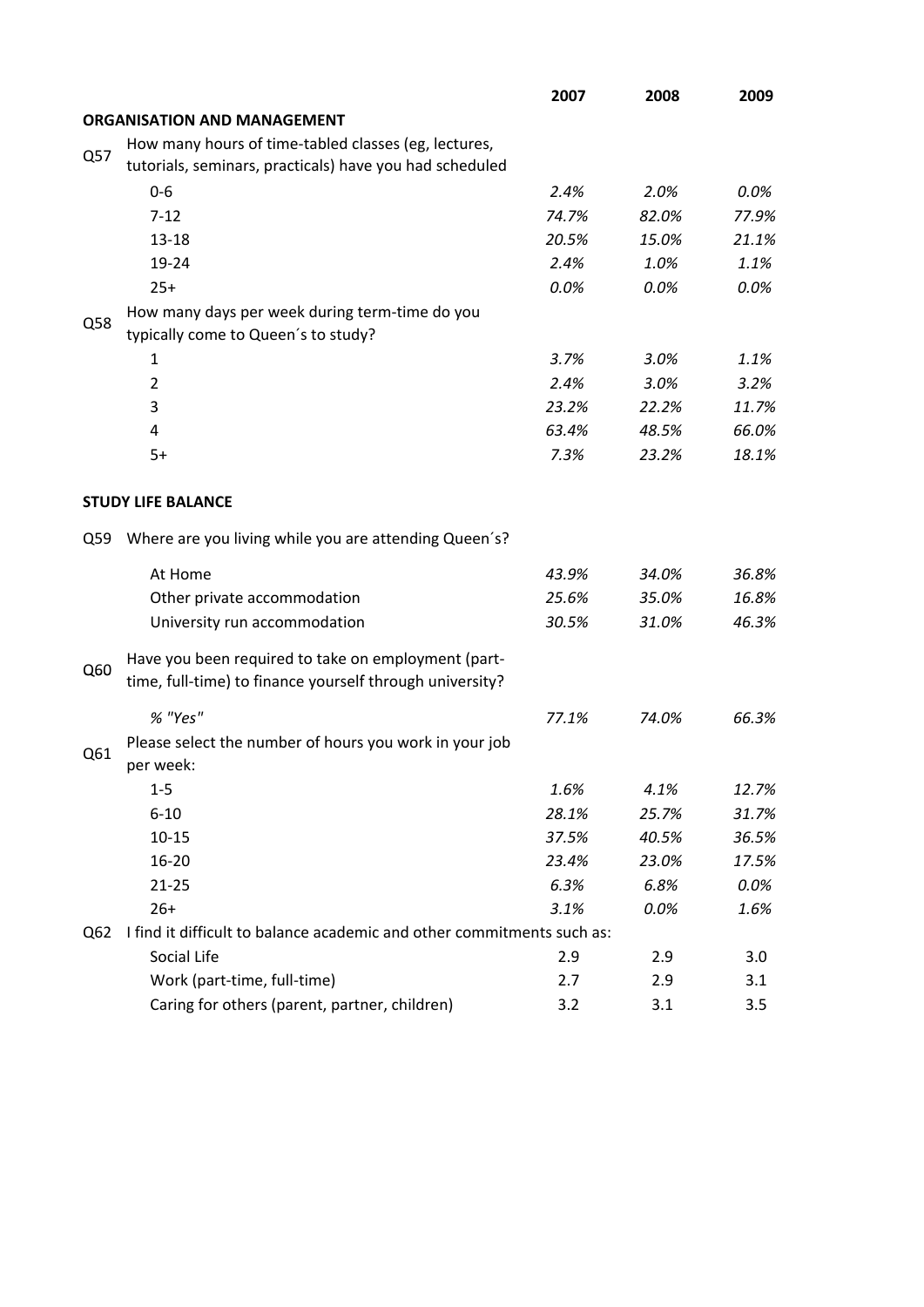| | | 2007 | 2008 | 2009 |
|---|---|---|---|---|
| **ORGANISATION AND MANAGEMENT** | | | | |
| Q57 | How many hours of time-tabled classes (eg, lectures, tutorials, seminars, practicals) have you had scheduled | | | |
| | 0-6 | *2.4%* | *2.0%* | *0.0%* |
| | 7-12 | *74.7%* | *82.0%* | *77.9%* |
| | 13-18 | *20.5%* | *15.0%* | *21.1%* |
| | 19-24 | *2.4%* | *1.0%* | *1.1%* |
| | 25+ | *0.0%* | *0.0%* | *0.0%* |
| Q58 | How many days per week during term-time do you typically come to Queen´s to study? | | | |
| | 1 | *3.7%* | *3.0%* | *1.1%* |
| | 2 | *2.4%* | *3.0%* | *3.2%* |
| | 3 | *23.2%* | *22.2%* | *11.7%* |
| | 4 | *63.4%* | *48.5%* | *66.0%* |
| | 5+ | *7.3%* | *23.2%* | *18.1%* |
| **STUDY LIFE BALANCE** | | | | |
| Q59 | Where are you living while you are attending Queen´s? | | | |
| | At Home | *43.9%* | *34.0%* | *36.8%* |
| | Other private accommodation | *25.6%* | *35.0%* | *16.8%* |
| | University run accommodation | *30.5%* | *31.0%* | *46.3%* |
| Q60 | Have you been required to take on employment (part-time, full-time) to finance yourself through university? | | | |
| | *% "Yes"* | *77.1%* | *74.0%* | *66.3%* |
| Q61 | Please select the number of hours you work in your job per week: | | | |
| | 1-5 | *1.6%* | *4.1%* | *12.7%* |
| | 6-10 | *28.1%* | *25.7%* | *31.7%* |
| | 10-15 | *37.5%* | *40.5%* | *36.5%* |
| | 16-20 | *23.4%* | *23.0%* | *17.5%* |
| | 21-25 | *6.3%* | *6.8%* | *0.0%* |
| | 26+ | *3.1%* | *0.0%* | *1.6%* |
| Q62 | I find it difficult to balance academic and other commitments such as: | | | |
| | Social Life | 2.9 | 2.9 | 3.0 |
| | Work (part-time, full-time) | 2.7 | 2.9 | 3.1 |
| | Caring for others (parent, partner, children) | 3.2 | 3.1 | 3.5 |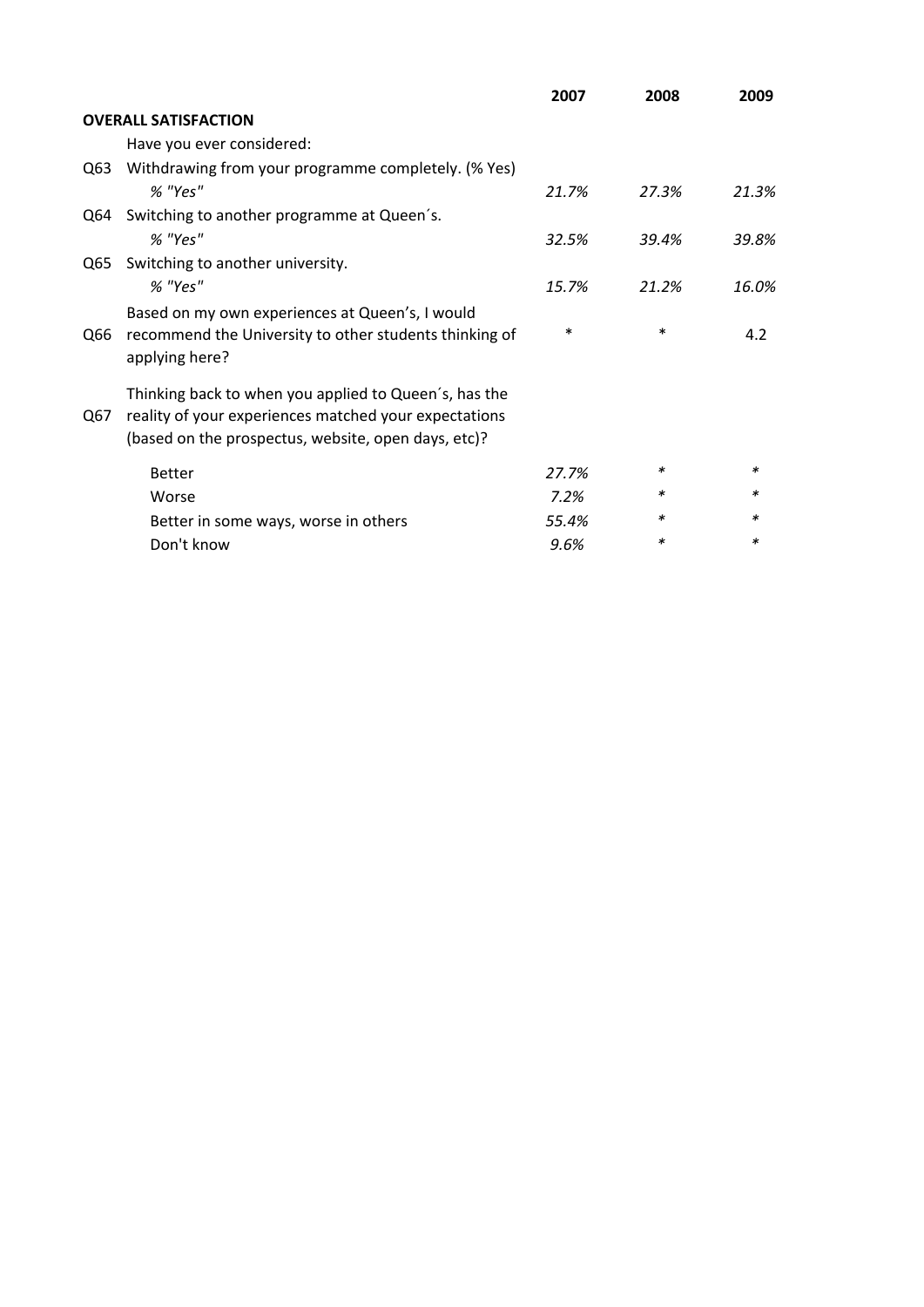| | | 2007 | 2008 | 2009 |
|---|---|---|---|---|
| | **OVERALL SATISFACTION** | | | |
| | Have you ever considered: | | | |
| Q63 | Withdrawing from your programme completely. (% Yes) | | | |
| | *% "Yes"* | *21.7%* | *27.3%* | *21.3%* |
| Q64 | Switching to another programme at Queen´s. | | | |
| | *% "Yes"* | *32.5%* | *39.4%* | *39.8%* |
| Q65 | Switching to another university. | | | |
| | *% "Yes"* | *15.7%* | *21.2%* | *16.0%* |
| Q66 | Based on my own experiences at Queen's, I would recommend the University to other students thinking of applying here? | * | * | 4.2 |
| Q67 | Thinking back to when you applied to Queen´s, has the reality of your experiences matched your expectations (based on the prospectus, website, open days, etc)? | | | |
| | Better | *27.7%* | * | * |
| | Worse | *7.2%* | * | * |
| | Better in some ways, worse in others | *55.4%* | * | * |
| | Don't know | *9.6%* | * | * |